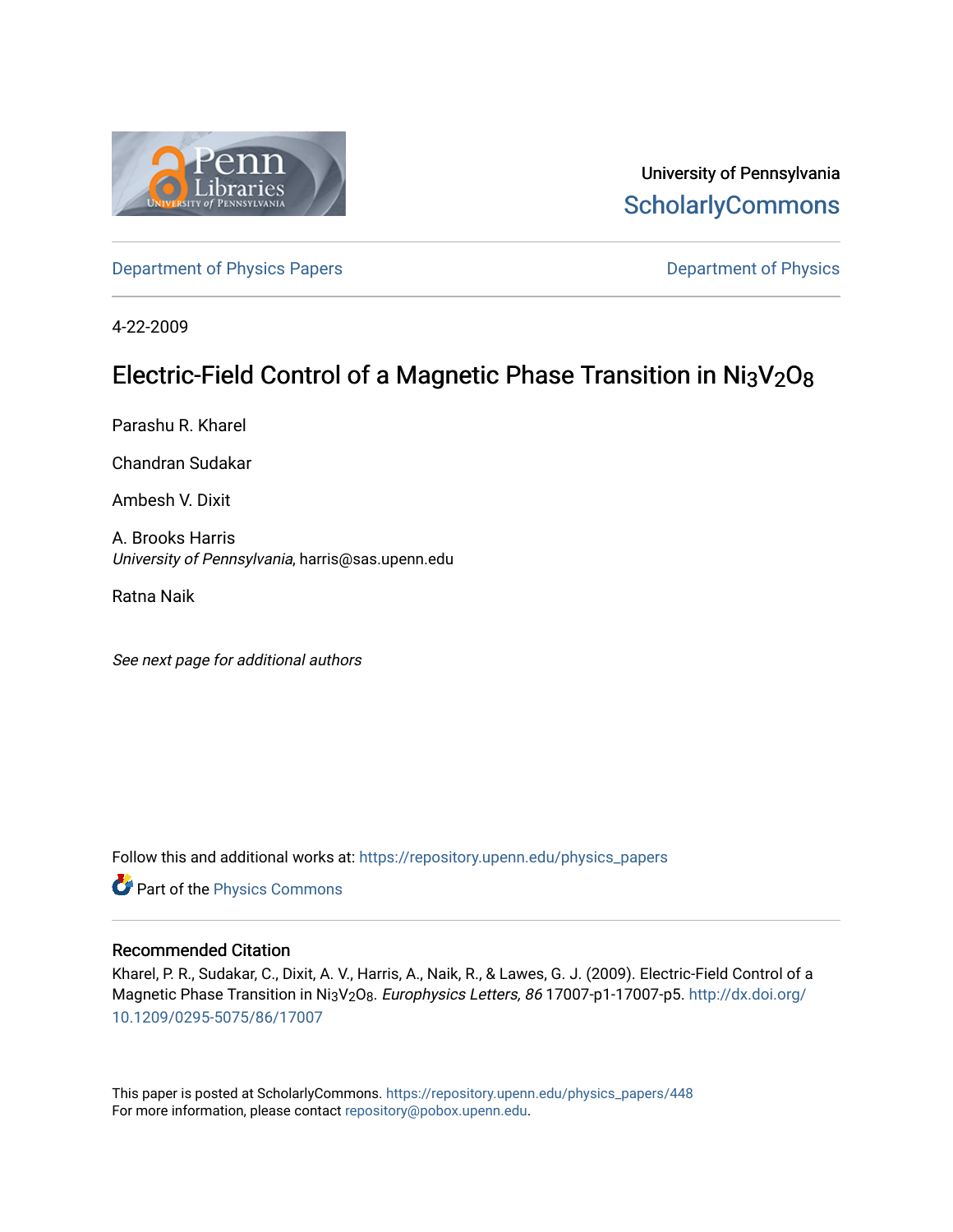University of Pennsylvania
ScholarlyCommons

Department of Physics Papers | Department of Physics

4-22-2009

# Electric-Field Control of a Magnetic Phase Transition in $Ni_3V_2O_8$

Parashu R. Kharel

Chandran Sudakar

Ambesh V. Dixit

A. Brooks Harris
*University of Pennsylvania*, harris@sas.upenn.edu

Ratna Naik

*See next page for additional authors*

Follow this and additional works at: https://repository.upenn.edu/physics_papers

Part of the Physics Commons

## Recommended Citation

Kharel, P. R., Sudakar, C., Dixit, A. V., Harris, A., Naik, R., & Lawes, G. J. (2009). Electric-Field Control of a Magnetic Phase Transition in $Ni_3V_2O_8$. *Europhysics Letters, 86* 17007-p1-17007-p5. http://dx.doi.org/10.1209/0295-5075/86/17007

This paper is posted at ScholarlyCommons. https://repository.upenn.edu/physics_papers/448
For more information, please contact repository@pobox.upenn.edu.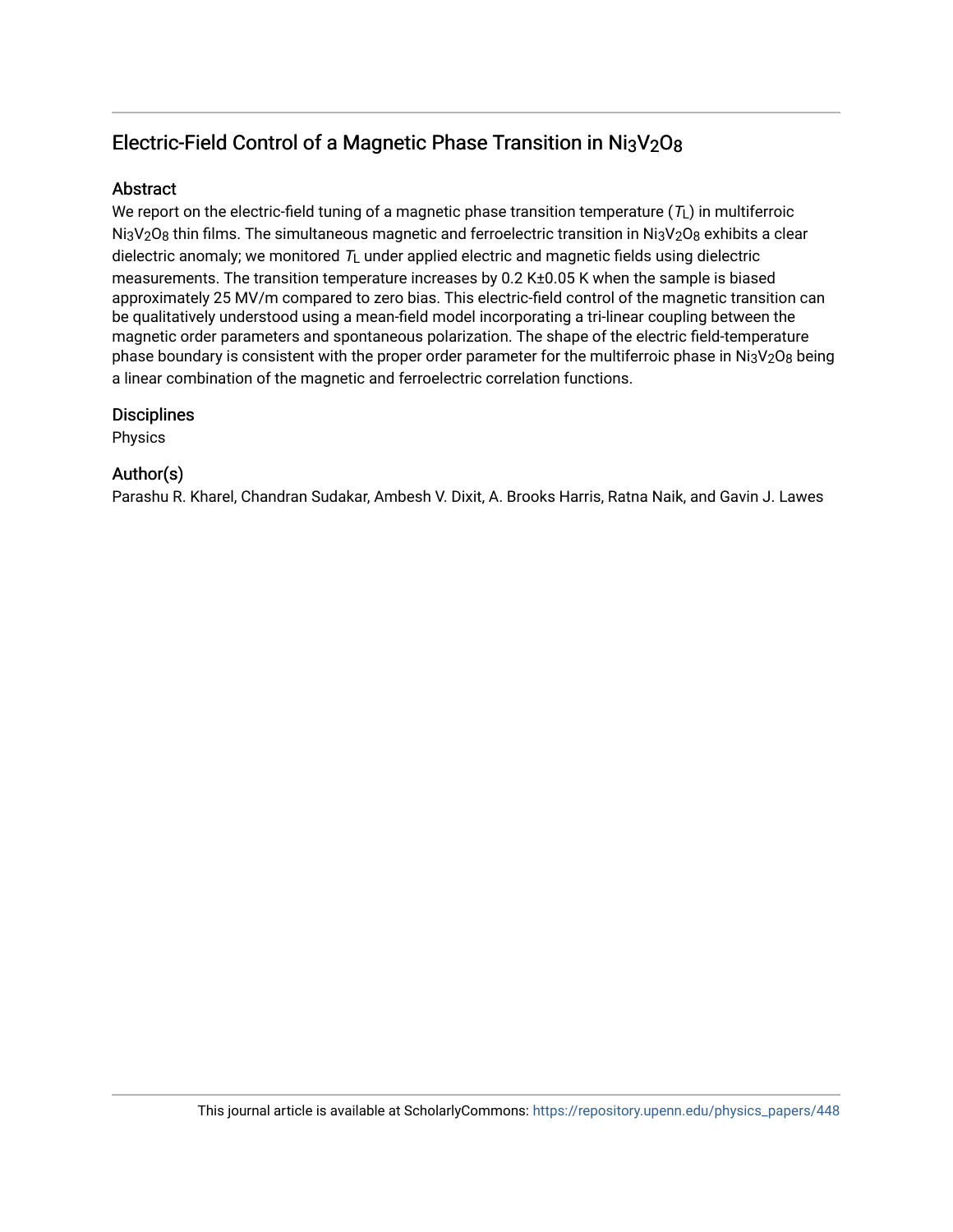# Electric-Field Control of a Magnetic Phase Transition in $Ni_3V_2O_8$

## Abstract

We report on the electric-field tuning of a magnetic phase transition temperature ($T_L$) in multiferroic $Ni_3V_2O_8$ thin films. The simultaneous magnetic and ferroelectric transition in $Ni_3V_2O_8$ exhibits a clear dielectric anomaly; we monitored $T_L$ under applied electric and magnetic fields using dielectric measurements. The transition temperature increases by 0.2 K±0.05 K when the sample is biased approximately 25 MV/m compared to zero bias. This electric-field control of the magnetic transition can be qualitatively understood using a mean-field model incorporating a tri-linear coupling between the magnetic order parameters and spontaneous polarization. The shape of the electric field-temperature phase boundary is consistent with the proper order parameter for the multiferroic phase in $Ni_3V_2O_8$ being a linear combination of the magnetic and ferroelectric correlation functions.

## Disciplines

Physics

## Author(s)

Parashu R. Kharel, Chandran Sudakar, Ambesh V. Dixit, A. Brooks Harris, Ratna Naik, and Gavin J. Lawes

This journal article is available at ScholarlyCommons: https://repository.upenn.edu/physics_papers/448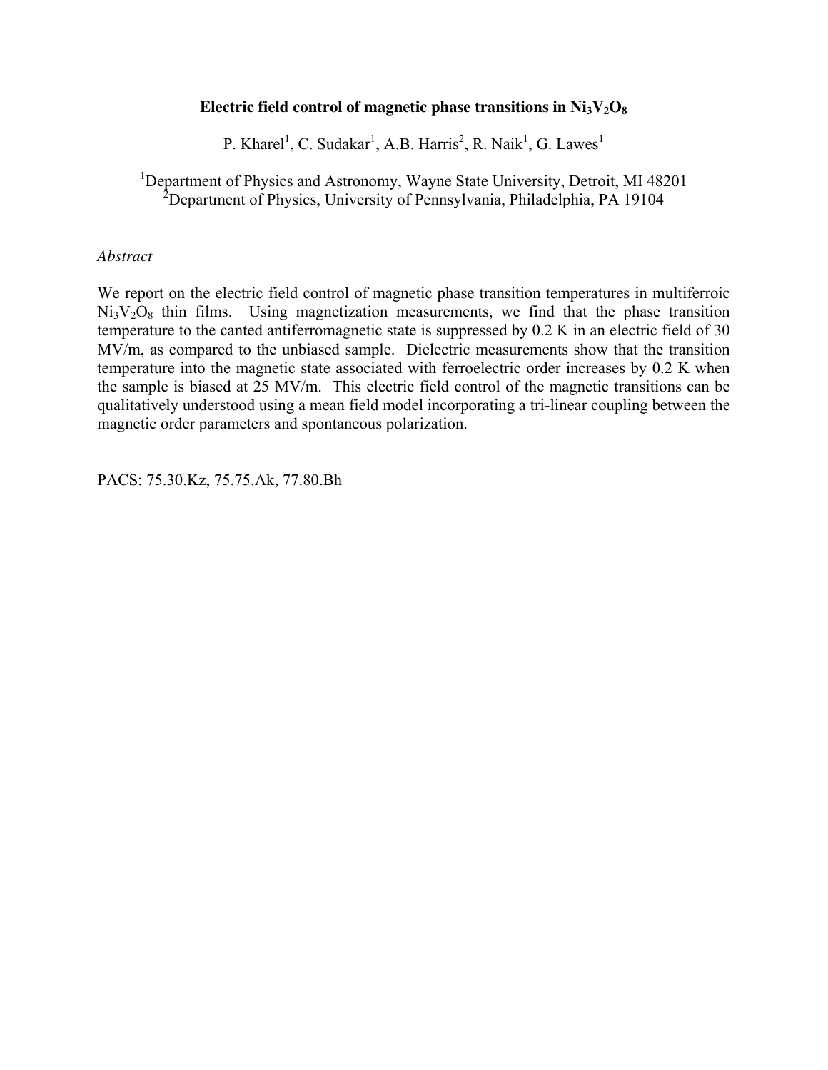# Electric field control of magnetic phase transitions in $Ni_3V_2O_8$

P. Kharel[1], C. Sudakar[1], A.B. Harris[2], R. Naik[1], G. Lawes[1]

[1]Department of Physics and Astronomy, Wayne State University, Detroit, MI 48201
[2]Department of Physics, University of Pennsylvania, Philadelphia, PA 19104

*Abstract*

We report on the electric field control of magnetic phase transition temperatures in multiferroic $Ni_3V_2O_8$ thin films. Using magnetization measurements, we find that the phase transition temperature to the canted antiferromagnetic state is suppressed by 0.2 K in an electric field of 30 MV/m, as compared to the unbiased sample. Dielectric measurements show that the transition temperature into the magnetic state associated with ferroelectric order increases by 0.2 K when the sample is biased at 25 MV/m. This electric field control of the magnetic transitions can be qualitatively understood using a mean field model incorporating a tri-linear coupling between the magnetic order parameters and spontaneous polarization.

PACS: 75.30.Kz, 75.75.Ak, 77.80.Bh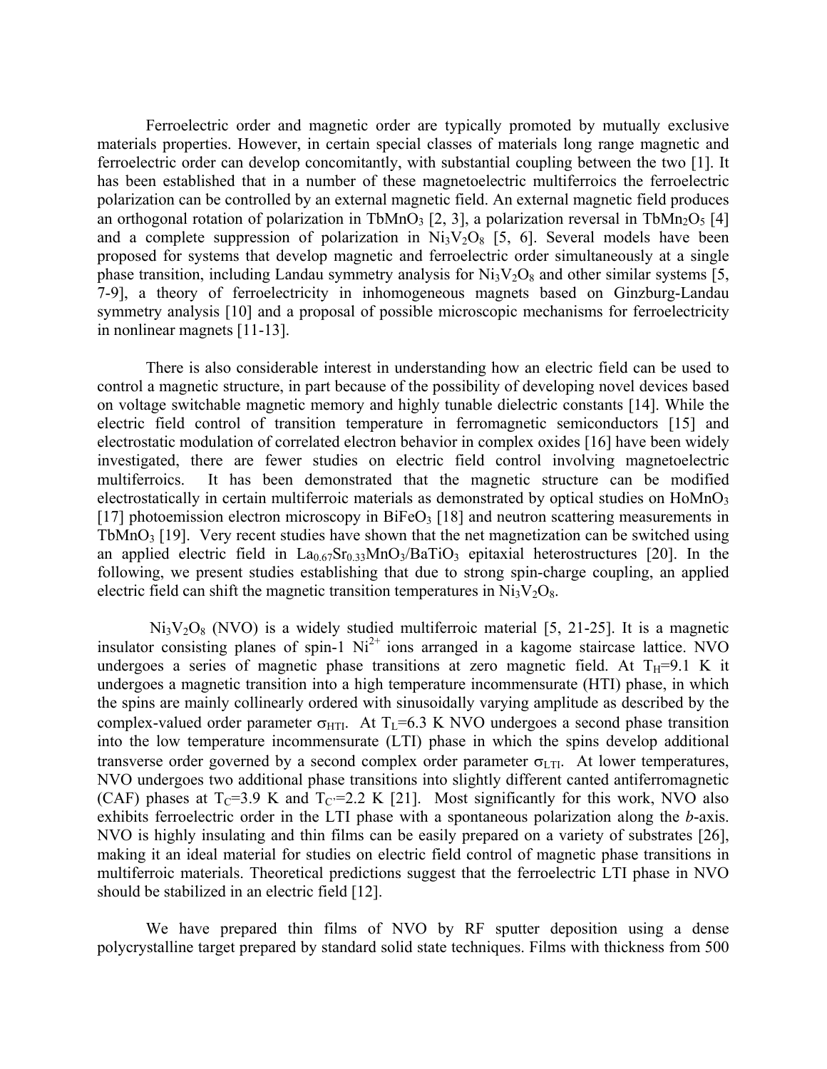Ferroelectric order and magnetic order are typically promoted by mutually exclusive materials properties. However, in certain special classes of materials long range magnetic and ferroelectric order can develop concomitantly, with substantial coupling between the two [1]. It has been established that in a number of these magnetoelectric multiferroics the ferroelectric polarization can be controlled by an external magnetic field. An external magnetic field produces an orthogonal rotation of polarization in $TbMnO_3$ [2, 3], a polarization reversal in $TbMn_2O_5$ [4] and a complete suppression of polarization in $Ni_3V_2O_8$ [5, 6]. Several models have been proposed for systems that develop magnetic and ferroelectric order simultaneously at a single phase transition, including Landau symmetry analysis for $Ni_3V_2O_8$ and other similar systems [5, 7-9], a theory of ferroelectricity in inhomogeneous magnets based on Ginzburg-Landau symmetry analysis [10] and a proposal of possible microscopic mechanisms for ferroelectricity in nonlinear magnets [11-13].

There is also considerable interest in understanding how an electric field can be used to control a magnetic structure, in part because of the possibility of developing novel devices based on voltage switchable magnetic memory and highly tunable dielectric constants [14]. While the electric field control of transition temperature in ferromagnetic semiconductors [15] and electrostatic modulation of correlated electron behavior in complex oxides [16] have been widely investigated, there are fewer studies on electric field control involving magnetoelectric multiferroics. It has been demonstrated that the magnetic structure can be modified electrostatically in certain multiferroic materials as demonstrated by optical studies on $HoMnO_3$ [17] photoemission electron microscopy in $BiFeO_3$ [18] and neutron scattering measurements in $TbMnO_3$ [19]. Very recent studies have shown that the net magnetization can be switched using an applied electric field in $La_{0.67}Sr_{0.33}MnO_3/BaTiO_3$ epitaxial heterostructures [20]. In the following, we present studies establishing that due to strong spin-charge coupling, an applied electric field can shift the magnetic transition temperatures in $Ni_3V_2O_8$.

$Ni_3V_2O_8$ (NVO) is a widely studied multiferroic material [5, 21-25]. It is a magnetic insulator consisting planes of spin-1 $Ni^{2+}$ ions arranged in a kagome staircase lattice. NVO undergoes a series of magnetic phase transitions at zero magnetic field. At $T_H$=9.1 K it undergoes a magnetic transition into a high temperature incommensurate (HTI) phase, in which the spins are mainly collinearly ordered with sinusoidally varying amplitude as described by the complex-valued order parameter $\sigma_{HTI}$. At $T_L$=6.3 K NVO undergoes a second phase transition into the low temperature incommensurate (LTI) phase in which the spins develop additional transverse order governed by a second complex order parameter $\sigma_{LTI}$. At lower temperatures, NVO undergoes two additional phase transitions into slightly different canted antiferromagnetic (CAF) phases at $T_C$=3.9 K and $T_{C'}$=2.2 K [21]. Most significantly for this work, NVO also exhibits ferroelectric order in the LTI phase with a spontaneous polarization along the *b*-axis. NVO is highly insulating and thin films can be easily prepared on a variety of substrates [26], making it an ideal material for studies on electric field control of magnetic phase transitions in multiferroic materials. Theoretical predictions suggest that the ferroelectric LTI phase in NVO should be stabilized in an electric field [12].

We have prepared thin films of NVO by RF sputter deposition using a dense polycrystalline target prepared by standard solid state techniques. Films with thickness from 500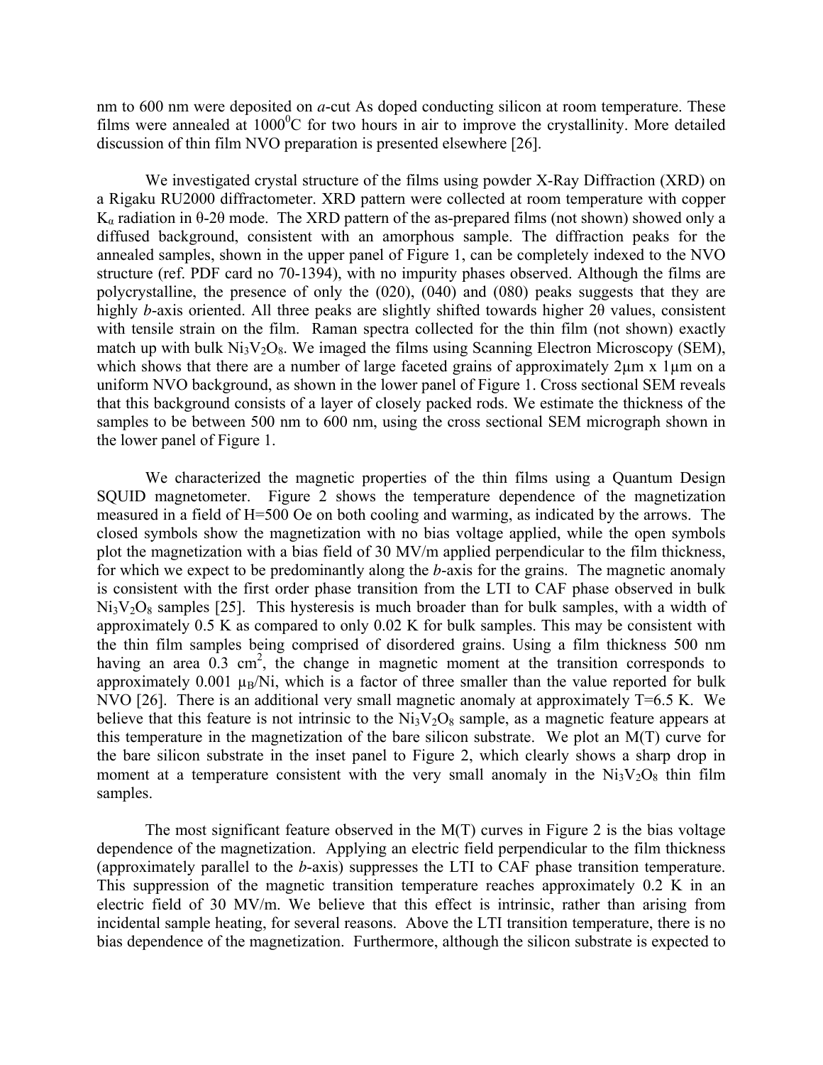nm to 600 nm were deposited on *a*-cut As doped conducting silicon at room temperature. These films were annealed at $1000^0$C for two hours in air to improve the crystallinity. More detailed discussion of thin film NVO preparation is presented elsewhere [26].

We investigated crystal structure of the films using powder X-Ray Diffraction (XRD) on a Rigaku RU2000 diffractometer. XRD pattern were collected at room temperature with copper $K_\alpha$ radiation in θ-2θ mode. The XRD pattern of the as-prepared films (not shown) showed only a diffused background, consistent with an amorphous sample. The diffraction peaks for the annealed samples, shown in the upper panel of Figure 1, can be completely indexed to the NVO structure (ref. PDF card no 70-1394), with no impurity phases observed. Although the films are polycrystalline, the presence of only the (020), (040) and (080) peaks suggests that they are highly *b*-axis oriented. All three peaks are slightly shifted towards higher 2θ values, consistent with tensile strain on the film. Raman spectra collected for the thin film (not shown) exactly match up with bulk $Ni_3V_2O_8$. We imaged the films using Scanning Electron Microscopy (SEM), which shows that there are a number of large faceted grains of approximately 2μm x 1μm on a uniform NVO background, as shown in the lower panel of Figure 1. Cross sectional SEM reveals that this background consists of a layer of closely packed rods. We estimate the thickness of the samples to be between 500 nm to 600 nm, using the cross sectional SEM micrograph shown in the lower panel of Figure 1.

We characterized the magnetic properties of the thin films using a Quantum Design SQUID magnetometer. Figure 2 shows the temperature dependence of the magnetization measured in a field of H=500 Oe on both cooling and warming, as indicated by the arrows. The closed symbols show the magnetization with no bias voltage applied, while the open symbols plot the magnetization with a bias field of 30 MV/m applied perpendicular to the film thickness, for which we expect to be predominantly along the *b*-axis for the grains. The magnetic anomaly is consistent with the first order phase transition from the LTI to CAF phase observed in bulk $Ni_3V_2O_8$ samples [25]. This hysteresis is much broader than for bulk samples, with a width of approximately 0.5 K as compared to only 0.02 K for bulk samples. This may be consistent with the thin film samples being comprised of disordered grains. Using a film thickness 500 nm having an area 0.3 $cm^2$, the change in magnetic moment at the transition corresponds to approximately 0.001 $\mu_B$/Ni, which is a factor of three smaller than the value reported for bulk NVO [26]. There is an additional very small magnetic anomaly at approximately T=6.5 K. We believe that this feature is not intrinsic to the $Ni_3V_2O_8$ sample, as a magnetic feature appears at this temperature in the magnetization of the bare silicon substrate. We plot an M(T) curve for the bare silicon substrate in the inset panel to Figure 2, which clearly shows a sharp drop in moment at a temperature consistent with the very small anomaly in the $Ni_3V_2O_8$ thin film samples.

The most significant feature observed in the M(T) curves in Figure 2 is the bias voltage dependence of the magnetization. Applying an electric field perpendicular to the film thickness (approximately parallel to the *b*-axis) suppresses the LTI to CAF phase transition temperature. This suppression of the magnetic transition temperature reaches approximately 0.2 K in an electric field of 30 MV/m. We believe that this effect is intrinsic, rather than arising from incidental sample heating, for several reasons. Above the LTI transition temperature, there is no bias dependence of the magnetization. Furthermore, although the silicon substrate is expected to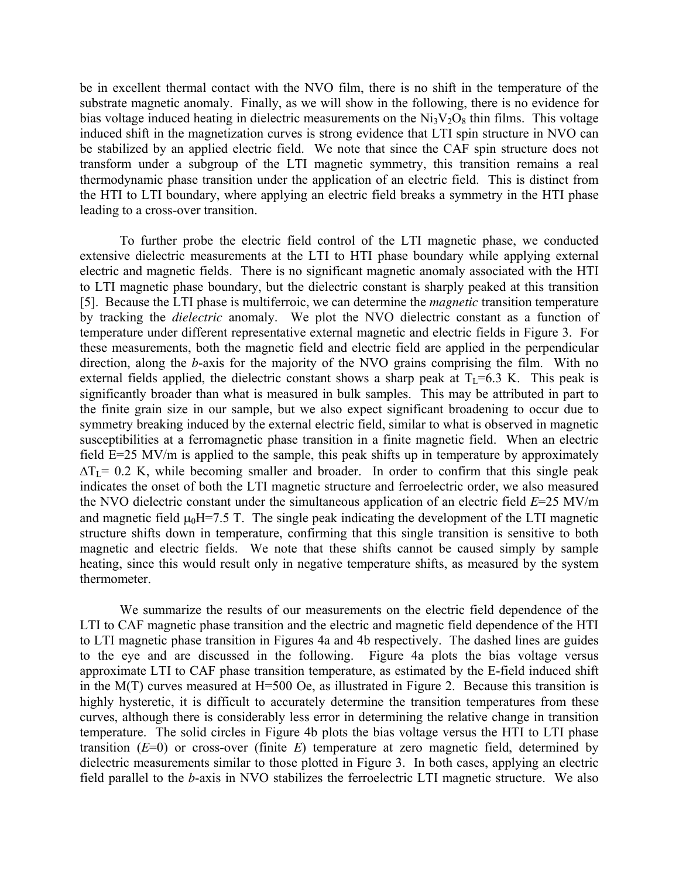be in excellent thermal contact with the NVO film, there is no shift in the temperature of the substrate magnetic anomaly. Finally, as we will show in the following, there is no evidence for bias voltage induced heating in dielectric measurements on the $Ni_3V_2O_8$ thin films. This voltage induced shift in the magnetization curves is strong evidence that LTI spin structure in NVO can be stabilized by an applied electric field. We note that since the CAF spin structure does not transform under a subgroup of the LTI magnetic symmetry, this transition remains a real thermodynamic phase transition under the application of an electric field. This is distinct from the HTI to LTI boundary, where applying an electric field breaks a symmetry in the HTI phase leading to a cross-over transition.

To further probe the electric field control of the LTI magnetic phase, we conducted extensive dielectric measurements at the LTI to HTI phase boundary while applying external electric and magnetic fields. There is no significant magnetic anomaly associated with the HTI to LTI magnetic phase boundary, but the dielectric constant is sharply peaked at this transition [5]. Because the LTI phase is multiferroic, we can determine the *magnetic* transition temperature by tracking the *dielectric* anomaly. We plot the NVO dielectric constant as a function of temperature under different representative external magnetic and electric fields in Figure 3. For these measurements, both the magnetic field and electric field are applied in the perpendicular direction, along the *b*-axis for the majority of the NVO grains comprising the film. With no external fields applied, the dielectric constant shows a sharp peak at $T_L$=6.3 K. This peak is significantly broader than what is measured in bulk samples. This may be attributed in part to the finite grain size in our sample, but we also expect significant broadening to occur due to symmetry breaking induced by the external electric field, similar to what is observed in magnetic susceptibilities at a ferromagnetic phase transition in a finite magnetic field. When an electric field E=25 MV/m is applied to the sample, this peak shifts up in temperature by approximately $\Delta T_L$= 0.2 K, while becoming smaller and broader. In order to confirm that this single peak indicates the onset of both the LTI magnetic structure and ferroelectric order, we also measured the NVO dielectric constant under the simultaneous application of an electric field $E$=25 MV/m and magnetic field $\mu_0 H$=7.5 T. The single peak indicating the development of the LTI magnetic structure shifts down in temperature, confirming that this single transition is sensitive to both magnetic and electric fields. We note that these shifts cannot be caused simply by sample heating, since this would result only in negative temperature shifts, as measured by the system thermometer.

We summarize the results of our measurements on the electric field dependence of the LTI to CAF magnetic phase transition and the electric and magnetic field dependence of the HTI to LTI magnetic phase transition in Figures 4a and 4b respectively. The dashed lines are guides to the eye and are discussed in the following. Figure 4a plots the bias voltage versus approximate LTI to CAF phase transition temperature, as estimated by the E-field induced shift in the M(T) curves measured at H=500 Oe, as illustrated in Figure 2. Because this transition is highly hysteretic, it is difficult to accurately determine the transition temperatures from these curves, although there is considerably less error in determining the relative change in transition temperature. The solid circles in Figure 4b plots the bias voltage versus the HTI to LTI phase transition ($E$=0) or cross-over (finite $E$) temperature at zero magnetic field, determined by dielectric measurements similar to those plotted in Figure 3. In both cases, applying an electric field parallel to the *b*-axis in NVO stabilizes the ferroelectric LTI magnetic structure. We also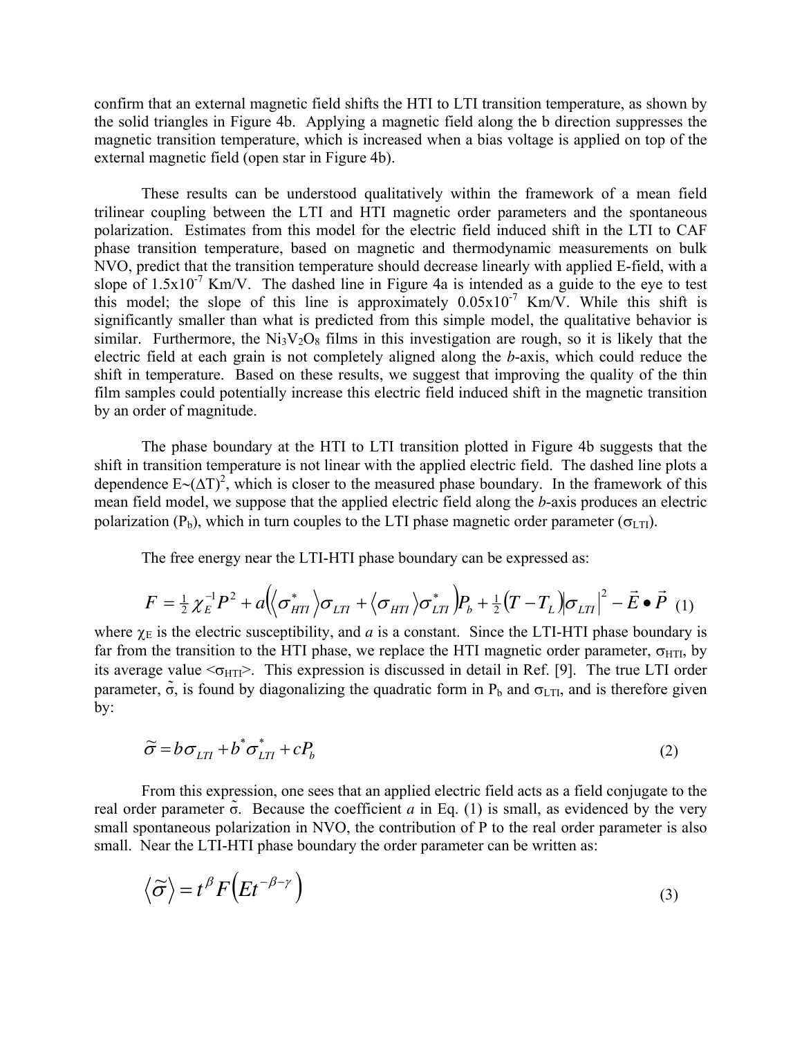confirm that an external magnetic field shifts the HTI to LTI transition temperature, as shown by the solid triangles in Figure 4b. Applying a magnetic field along the b direction suppresses the magnetic transition temperature, which is increased when a bias voltage is applied on top of the external magnetic field (open star in Figure 4b).

These results can be understood qualitatively within the framework of a mean field trilinear coupling between the LTI and HTI magnetic order parameters and the spontaneous polarization. Estimates from this model for the electric field induced shift in the LTI to CAF phase transition temperature, based on magnetic and thermodynamic measurements on bulk NVO, predict that the transition temperature should decrease linearly with applied E-field, with a slope of $1.5\times10^{-7}$ Km/V. The dashed line in Figure 4a is intended as a guide to the eye to test this model; the slope of this line is approximately $0.05\times10^{-7}$ Km/V. While this shift is significantly smaller than what is predicted from this simple model, the qualitative behavior is similar. Furthermore, the $Ni_3V_2O_8$ films in this investigation are rough, so it is likely that the electric field at each grain is not completely aligned along the *b*-axis, which could reduce the shift in temperature. Based on these results, we suggest that improving the quality of the thin film samples could potentially increase this electric field induced shift in the magnetic transition by an order of magnitude.

The phase boundary at the HTI to LTI transition plotted in Figure 4b suggests that the shift in transition temperature is not linear with the applied electric field. The dashed line plots a dependence $E\sim(\Delta T)^2$, which is closer to the measured phase boundary. In the framework of this mean field model, we suppose that the applied electric field along the *b*-axis produces an electric polarization ($P_b$), which in turn couples to the LTI phase magnetic order parameter ($\sigma_{LTI}$).

The free energy near the LTI-HTI phase boundary can be expressed as:

$$F = \tfrac{1}{2}\chi_E^{-1}P^2 + a\left(\langle\sigma_{HTI}^*\rangle\sigma_{LTI} + \langle\sigma_{HTI}\rangle\sigma_{LTI}^*\right)P_b + \tfrac{1}{2}(T - T_L)\left|\sigma_{LTI}\right|^2 - \vec{E}\bullet\vec{P} \quad (1)$$

where $\chi_E$ is the electric susceptibility, and *a* is a constant. Since the LTI-HTI phase boundary is far from the transition to the HTI phase, we replace the HTI magnetic order parameter, $\sigma_{HTI}$, by its average value $<\sigma_{HTI}>$. This expression is discussed in detail in Ref. [9]. The true LTI order parameter, $\tilde{\sigma}$, is found by diagonalizing the quadratic form in $P_b$ and $\sigma_{LTI}$, and is therefore given by:

$$\tilde{\sigma} = b\sigma_{LTI} + b^*\sigma_{LTI}^* + cP_b \quad (2)$$

From this expression, one sees that an applied electric field acts as a field conjugate to the real order parameter $\tilde{\sigma}$. Because the coefficient *a* in Eq. (1) is small, as evidenced by the very small spontaneous polarization in NVO, the contribution of P to the real order parameter is also small. Near the LTI-HTI phase boundary the order parameter can be written as:

$$\langle\tilde{\sigma}\rangle = t^{\beta}F\left(Et^{-\beta-\gamma}\right) \quad (3)$$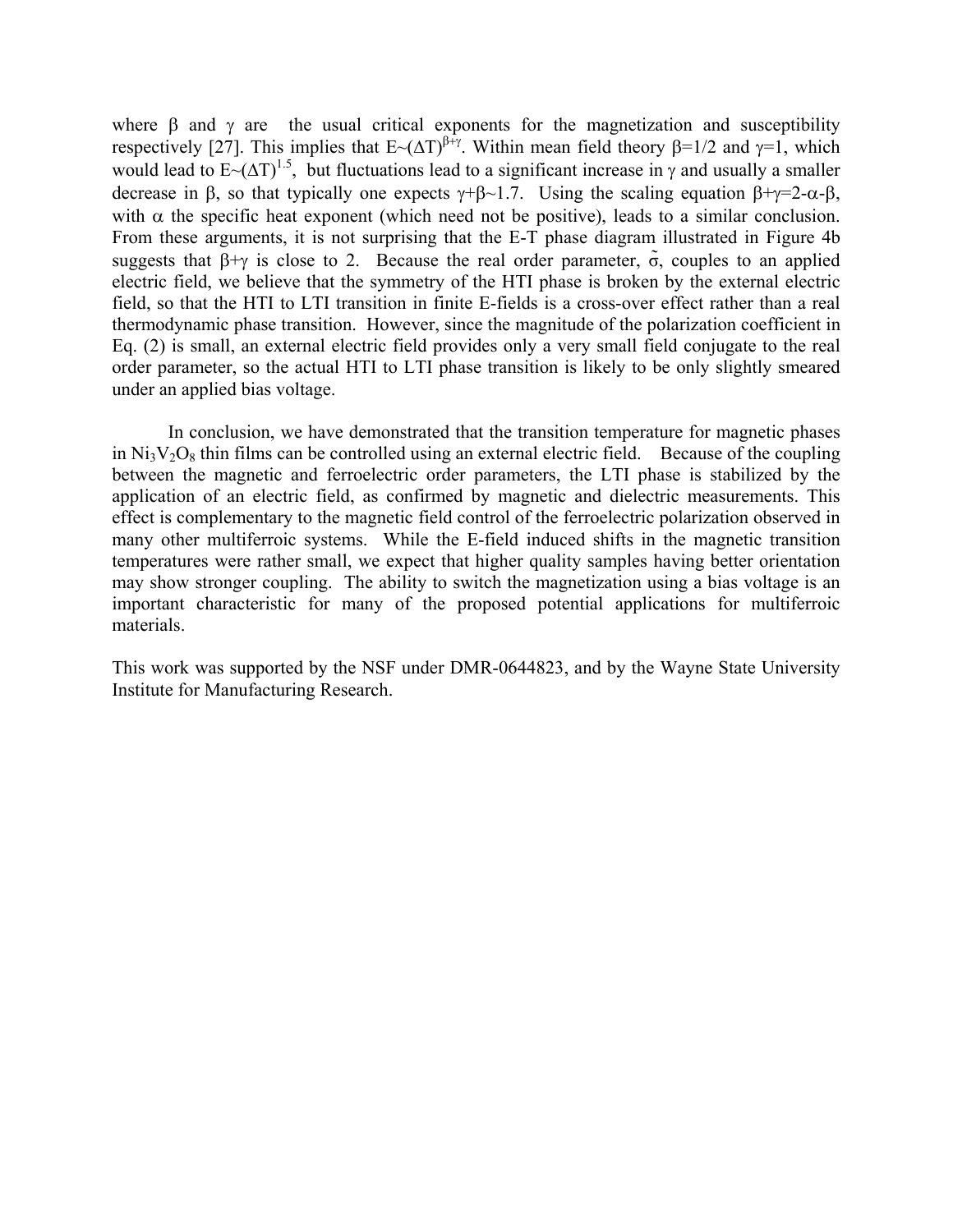where $\beta$ and $\gamma$ are the usual critical exponents for the magnetization and susceptibility respectively [27]. This implies that $E \sim (\Delta T)^{\beta+\gamma}$. Within mean field theory $\beta=1/2$ and $\gamma=1$, which would lead to $E \sim (\Delta T)^{1.5}$, but fluctuations lead to a significant increase in $\gamma$ and usually a smaller decrease in $\beta$, so that typically one expects $\gamma+\beta \sim 1.7$. Using the scaling equation $\beta+\gamma=2-\alpha-\beta$, with $\alpha$ the specific heat exponent (which need not be positive), leads to a similar conclusion. From these arguments, it is not surprising that the E-T phase diagram illustrated in Figure 4b suggests that $\beta+\gamma$ is close to 2. Because the real order parameter, $\tilde{\sigma}$, couples to an applied electric field, we believe that the symmetry of the HTI phase is broken by the external electric field, so that the HTI to LTI transition in finite E-fields is a cross-over effect rather than a real thermodynamic phase transition. However, since the magnitude of the polarization coefficient in Eq. (2) is small, an external electric field provides only a very small field conjugate to the real order parameter, so the actual HTI to LTI phase transition is likely to be only slightly smeared under an applied bias voltage.

In conclusion, we have demonstrated that the transition temperature for magnetic phases in $Ni_3V_2O_8$ thin films can be controlled using an external electric field. Because of the coupling between the magnetic and ferroelectric order parameters, the LTI phase is stabilized by the application of an electric field, as confirmed by magnetic and dielectric measurements. This effect is complementary to the magnetic field control of the ferroelectric polarization observed in many other multiferroic systems. While the E-field induced shifts in the magnetic transition temperatures were rather small, we expect that higher quality samples having better orientation may show stronger coupling. The ability to switch the magnetization using a bias voltage is an important characteristic for many of the proposed potential applications for multiferroic materials.

This work was supported by the NSF under DMR-0644823, and by the Wayne State University Institute for Manufacturing Research.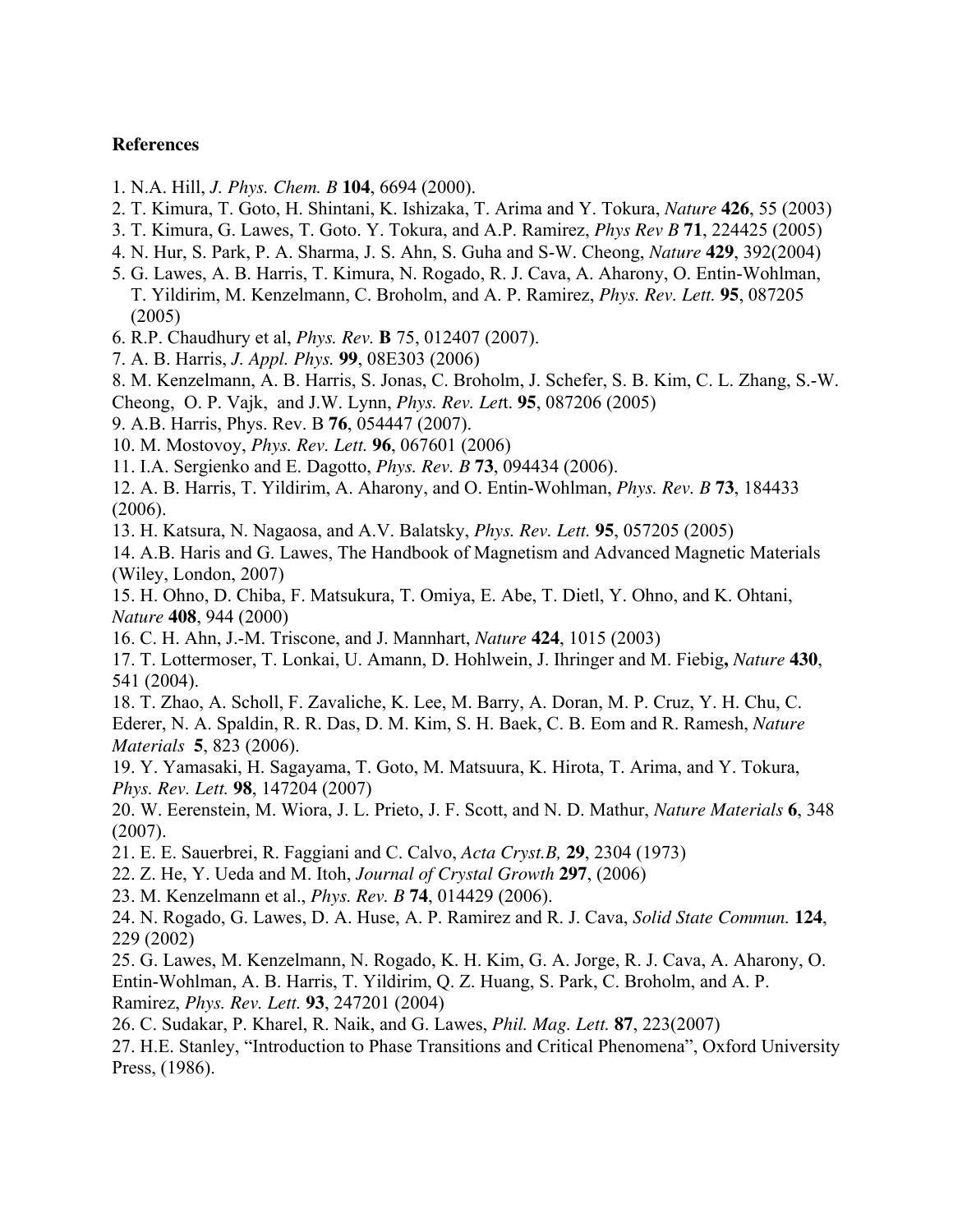## References

1. N.A. Hill, *J. Phys. Chem. B* **104**, 6694 (2000).
2. T. Kimura, T. Goto, H. Shintani, K. Ishizaka, T. Arima and Y. Tokura, *Nature* **426**, 55 (2003)
3. T. Kimura, G. Lawes, T. Goto. Y. Tokura, and A.P. Ramirez, *Phys Rev B* **71**, 224425 (2005)
4. N. Hur, S. Park, P. A. Sharma, J. S. Ahn, S. Guha and S-W. Cheong, *Nature* **429**, 392(2004)
5. G. Lawes, A. B. Harris, T. Kimura, N. Rogado, R. J. Cava, A. Aharony, O. Entin-Wohlman, T. Yildirim, M. Kenzelmann, C. Broholm, and A. P. Ramirez, *Phys. Rev. Lett.* **95**, 087205 (2005)
6. R.P. Chaudhury et al, *Phys. Rev.* **B** 75, 012407 (2007).
7. A. B. Harris, *J. Appl. Phys.* **99**, 08E303 (2006)
8. M. Kenzelmann, A. B. Harris, S. Jonas, C. Broholm, J. Schefer, S. B. Kim, C. L. Zhang, S.-W. Cheong, O. P. Vajk, and J.W. Lynn, *Phys. Rev. Let*t. **95**, 087206 (2005)
9. A.B. Harris, Phys. Rev. B **76**, 054447 (2007).
10. M. Mostovoy, *Phys. Rev. Lett.* **96**, 067601 (2006)
11. I.A. Sergienko and E. Dagotto, *Phys. Rev. B* **73**, 094434 (2006).
12. A. B. Harris, T. Yildirim, A. Aharony, and O. Entin-Wohlman, *Phys. Rev. B* **73**, 184433 (2006).
13. H. Katsura, N. Nagaosa, and A.V. Balatsky, *Phys. Rev. Lett.* **95**, 057205 (2005)
14. A.B. Haris and G. Lawes, The Handbook of Magnetism and Advanced Magnetic Materials (Wiley, London, 2007)
15. H. Ohno, D. Chiba, F. Matsukura, T. Omiya, E. Abe, T. Dietl, Y. Ohno, and K. Ohtani, *Nature* **408**, 944 (2000)
16. C. H. Ahn, J.-M. Triscone, and J. Mannhart, *Nature* **424**, 1015 (2003)
17. T. Lottermoser, T. Lonkai, U. Amann, D. Hohlwein, J. Ihringer and M. Fiebig**,** *Nature* **430**, 541 (2004).
18. T. Zhao, A. Scholl, F. Zavaliche, K. Lee, M. Barry, A. Doran, M. P. Cruz, Y. H. Chu, C. Ederer, N. A. Spaldin, R. R. Das, D. M. Kim, S. H. Baek, C. B. Eom and R. Ramesh, *Nature Materials* **5**, 823 (2006).
19. Y. Yamasaki, H. Sagayama, T. Goto, M. Matsuura, K. Hirota, T. Arima, and Y. Tokura, *Phys. Rev. Lett.* **98**, 147204 (2007)
20. W. Eerenstein, M. Wiora, J. L. Prieto, J. F. Scott, and N. D. Mathur, *Nature Materials* **6**, 348 (2007).
21. E. E. Sauerbrei, R. Faggiani and C. Calvo, *Acta Cryst.B,* **29**, 2304 (1973)
22. Z. He, Y. Ueda and M. Itoh, *Journal of Crystal Growth* **297**, (2006)
23. M. Kenzelmann et al., *Phys. Rev. B* **74**, 014429 (2006).
24. N. Rogado, G. Lawes, D. A. Huse, A. P. Ramirez and R. J. Cava, *Solid State Commun.* **124**, 229 (2002)
25. G. Lawes, M. Kenzelmann, N. Rogado, K. H. Kim, G. A. Jorge, R. J. Cava, A. Aharony, O. Entin-Wohlman, A. B. Harris, T. Yildirim, Q. Z. Huang, S. Park, C. Broholm, and A. P. Ramirez, *Phys. Rev. Lett.* **93**, 247201 (2004)
26. C. Sudakar, P. Kharel, R. Naik, and G. Lawes, *Phil. Mag. Lett.* **87**, 223(2007)
27. H.E. Stanley, "Introduction to Phase Transitions and Critical Phenomena", Oxford University Press, (1986).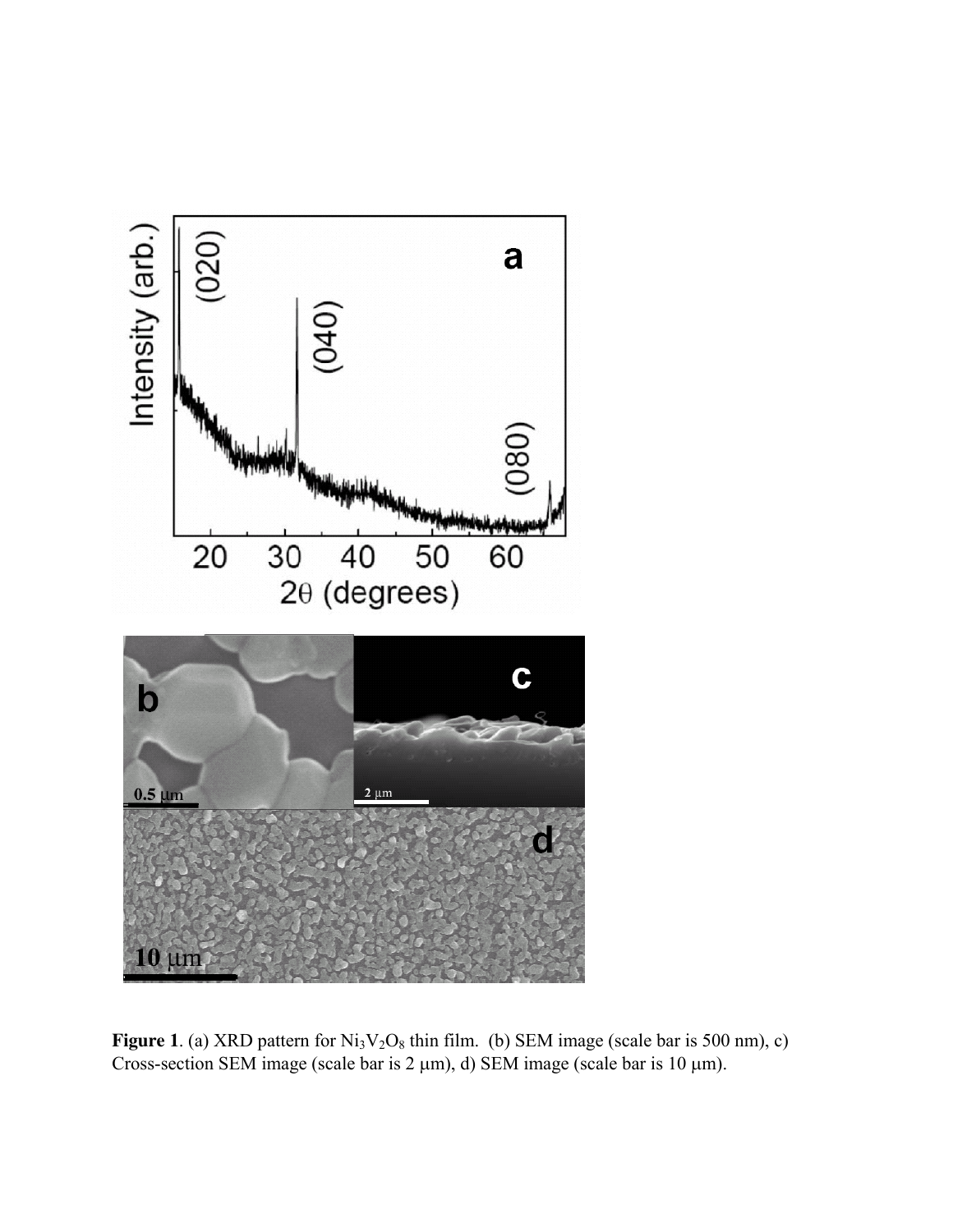**Figure 1**. (a) XRD pattern for $Ni_3V_2O_8$ thin film. (b) SEM image (scale bar is 500 nm), c) Cross-section SEM image (scale bar is 2 μm), d) SEM image (scale bar is 10 μm).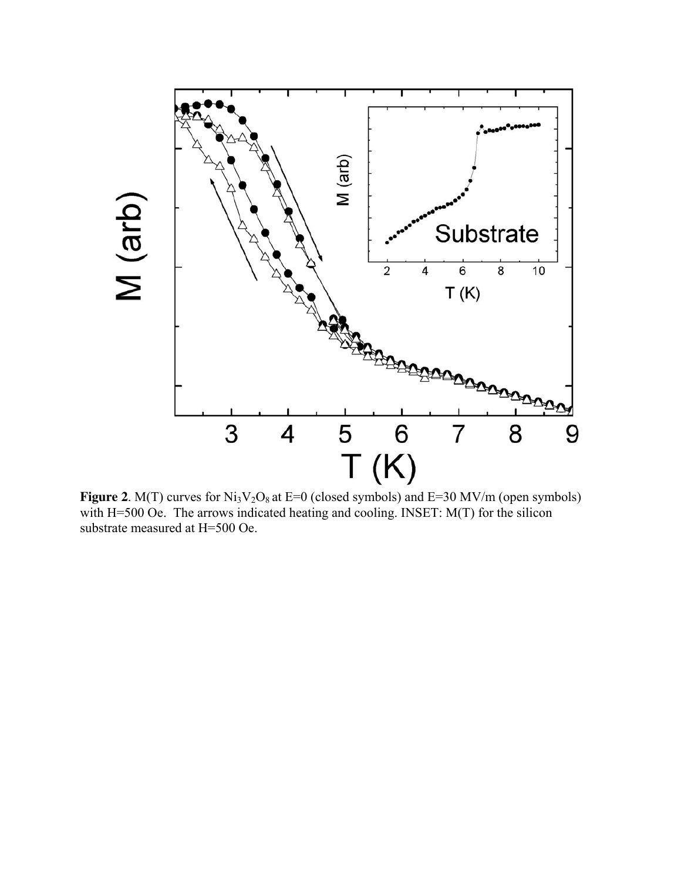**Figure 2**. M(T) curves for $Ni_3V_2O_8$ at E=0 (closed symbols) and E=30 MV/m (open symbols) with H=500 Oe. The arrows indicated heating and cooling. INSET: M(T) for the silicon substrate measured at H=500 Oe.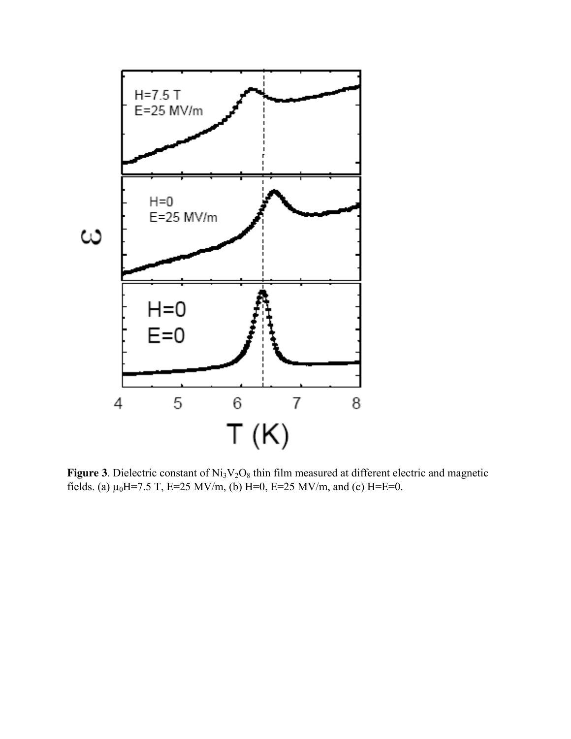**Figure 3**. Dielectric constant of $Ni_3V_2O_8$ thin film measured at different electric and magnetic fields. (a) $\mu_0H$=7.5 T, E=25 MV/m, (b) H=0, E=25 MV/m, and (c) H=E=0.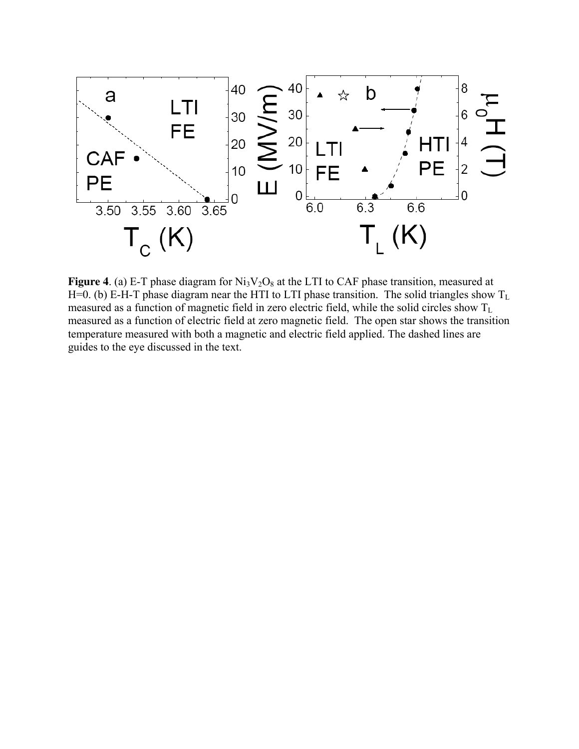a

LTI
FE

CAF
PE

40
30
20
10
0

3.50 3.55 3.60 3.65

$T_C$ (K)

E (MV/m)

40
30
20
10
0

b

LTI
FE

HTI
PE

6.0 6.3 6.6

$T_L$ (K)

8
6
4
2
0

$\mu_0$H (T)

**Figure 4**. (a) E-T phase diagram for $Ni_3V_2O_8$ at the LTI to CAF phase transition, measured at H=0. (b) E-H-T phase diagram near the HTI to LTI phase transition. The solid triangles show $T_L$ measured as a function of magnetic field in zero electric field, while the solid circles show $T_L$ measured as a function of electric field at zero magnetic field. The open star shows the transition temperature measured with both a magnetic and electric field applied. The dashed lines are guides to the eye discussed in the text.